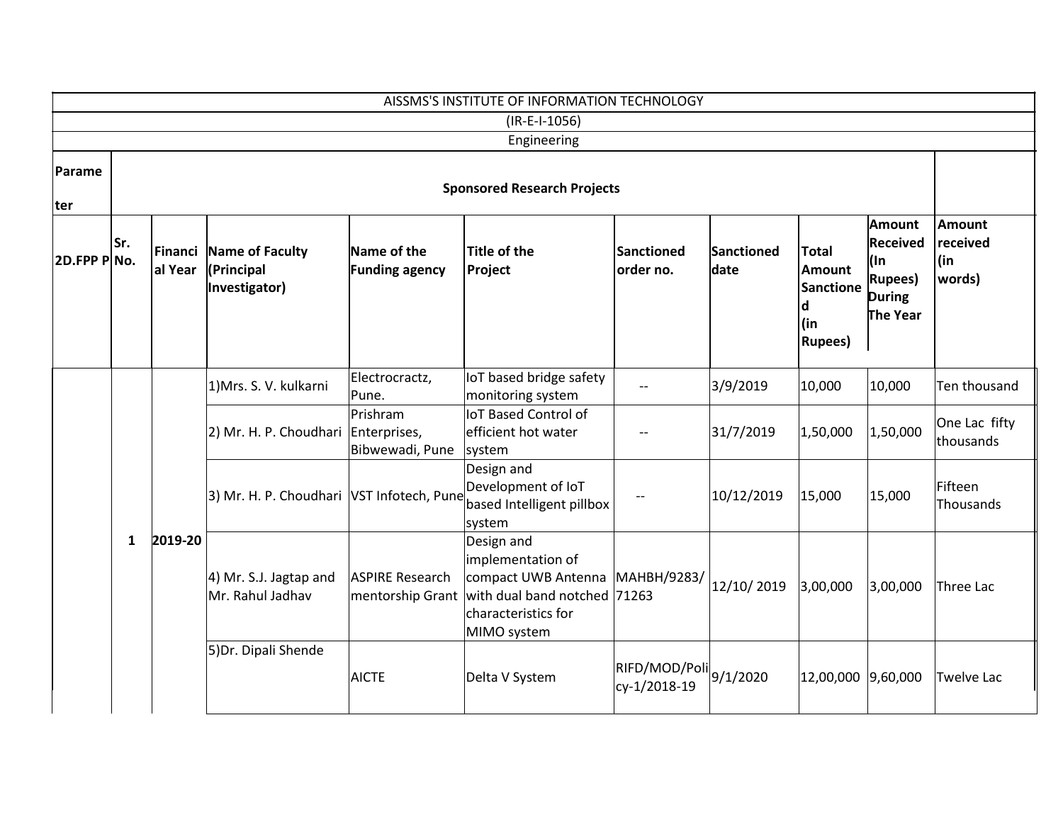| AISSMS'S INSTITUTE OF INFORMATION TECHNOLOGY | | | | | | | | | | |
|---|---|---|---|---|---|---|---|---|---|---|
| (IR-E-I-1056) | | | | | | | | | | |
| Engineering | | | | | | | | | | |
| Parameter | Sponsored Research Projects | | | | | | | | | |
| 2D.FPP P | Sr. No. | Financial Year | Name of Faculty (Principal Investigator) | Name of the Funding agency | Title of the Project | Sanctioned order no. | Sanctioned date | Total Amount Sanctioned (in Rupees) | Amount Received (In Rupees) During The Year | Amount received (in words) |
| | 1 | 2019-20 | 1)Mrs. S. V. kulkarni | Electrocractz, Pune. | IoT based bridge safety monitoring system | -- | 3/9/2019 | 10,000 | 10,000 | Ten thousand |
| | | | 2) Mr. H. P. Choudhari | Prishram Enterprises, Bibwewadi, Pune | IoT Based Control of efficient hot water system | -- | 31/7/2019 | 1,50,000 | 1,50,000 | One Lac fifty thousands |
| | | | 3) Mr. H. P. Choudhari | VST Infotech, Pune | Design and Development of IoT based Intelligent pillbox system | -- | 10/12/2019 | 15,000 | 15,000 | Fifteen Thousands |
| | | | 4) Mr. S.J. Jagtap and Mr. Rahul Jadhav | ASPIRE Research mentorship Grant | Design and implementation of compact UWB Antenna with dual band notched characteristics for MIMO system | MAHBH/9283/71263 | 12/10/ 2019 | 3,00,000 | 3,00,000 | Three Lac |
| | | | 5)Dr. Dipali Shende | AICTE | Delta V System | RIFD/MOD/Policy-1/2018-19 | 9/1/2020 | 12,00,000 | 9,60,000 | Twelve Lac |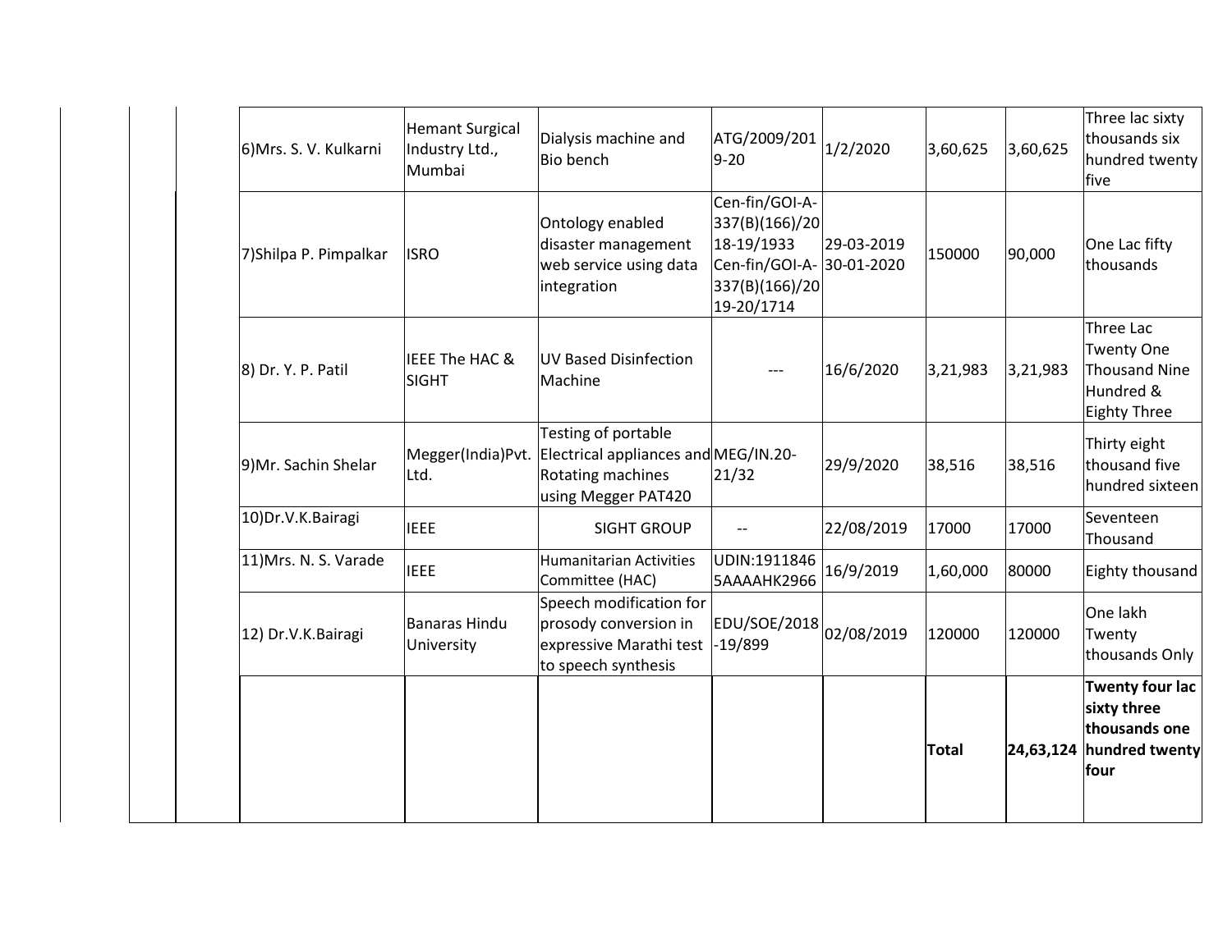| | | | | | | | | | |
|---|---|---|---|---|---|---|---|---|---|
| | | | 6)Mrs. S. V. Kulkarni | Hemant Surgical Industry Ltd., Mumbai | Dialysis machine and Bio bench | ATG/2009/2019-20 | 1/2/2020 | 3,60,625 | 3,60,625 | Three lac sixty thousands six hundred twenty five |
| | | | 7)Shilpa P. Pimpalkar | ISRO | Ontology enabled disaster management web service using data integration | Cen-fin/GOI-A-337(B)(166)/2018-19/1933 Cen-fin/GOI-A-337(B)(166)/2019-20/1714 | 29-03-2019 30-01-2020 | 150000 | 90,000 | One Lac fifty thousands |
| | | | 8) Dr. Y. P. Patil | IEEE The HAC & SIGHT | UV Based Disinfection Machine | --- | 16/6/2020 | 3,21,983 | 3,21,983 | Three Lac Twenty One Thousand Nine Hundred & Eighty Three |
| | | | 9)Mr. Sachin Shelar | Megger(India)Pvt. Ltd. | Testing of portable Electrical appliances and Rotating machines using Megger PAT420 | MEG/IN.20-21/32 | 29/9/2020 | 38,516 | 38,516 | Thirty eight thousand five hundred sixteen |
| | | | 10)Dr.V.K.Bairagi | IEEE | SIGHT GROUP | -- | 22/08/2019 | 17000 | 17000 | Seventeen Thousand |
| | | | 11)Mrs. N. S. Varade | IEEE | Humanitarian Activities Committee (HAC) | UDIN:19118465AAAAHK2966 | 16/9/2019 | 1,60,000 | 80000 | Eighty thousand |
| | | | 12) Dr.V.K.Bairagi | Banaras Hindu University | Speech modification for prosody conversion in expressive Marathi test to speech synthesis | EDU/SOE/2018-19/899 | 02/08/2019 | 120000 | 120000 | One lakh Twenty thousands Only |
| | | | | | | | | **Total** | **24,63,124** | **Twenty four lac sixty three thousands one hundred twenty four** |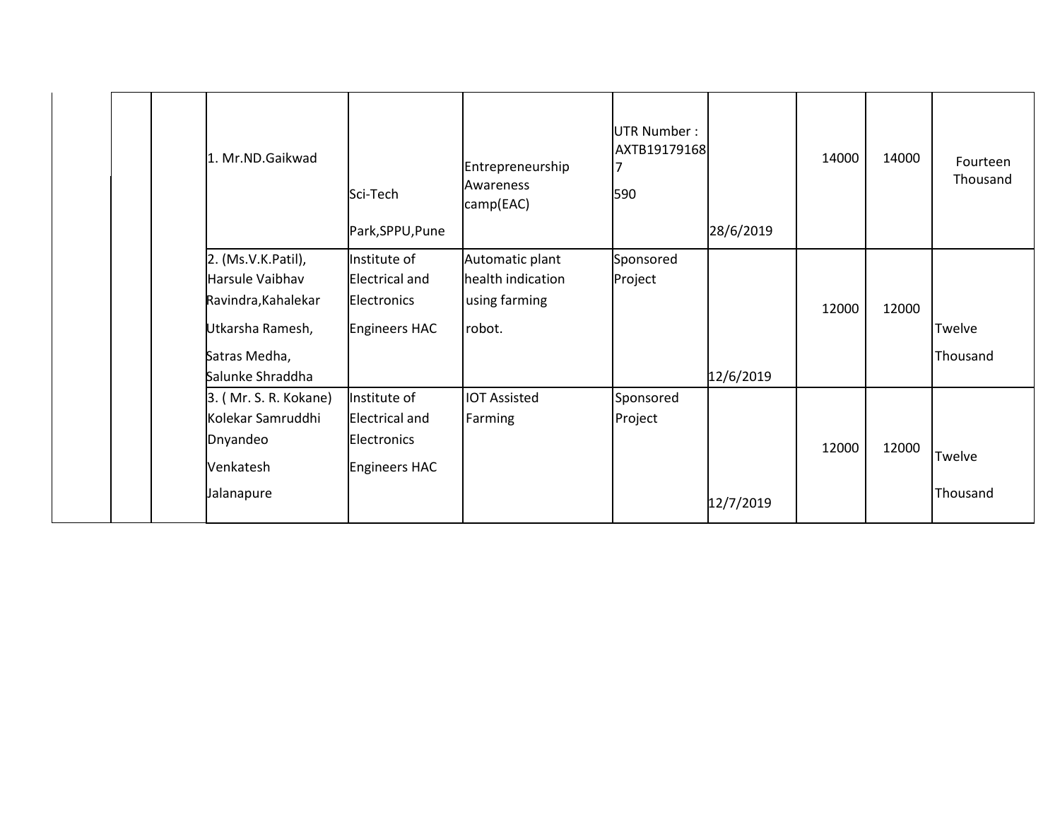| | | | | | | | | | | |
|---|---|---|---|---|---|---|---|---|---|---|
| | | | 1. Mr.ND.Gaikwad | Sci-Tech Park,SPPU,Pune | Entrepreneurship Awareness camp(EAC) | UTR Number : AXTB191791687 590 | 28/6/2019 | 14000 | 14000 | Fourteen Thousand |
| | | | 2. (Ms.V.K.Patil), Harsule Vaibhav Ravindra,Kahalekar Utkarsha Ramesh, Satras Medha, Salunke Shraddha | Institute of Electrical and Electronics Engineers HAC | Automatic plant health indication using farming robot. | Sponsored Project | 12/6/2019 | 12000 | 12000 | Twelve Thousand |
| | | | 3. ( Mr. S. R. Kokane) Kolekar Samruddhi Dnyandeo Venkatesh Jalanapure | Institute of Electrical and Electronics Engineers HAC | IOT Assisted Farming | Sponsored Project | 12/7/2019 | 12000 | 12000 | Twelve Thousand |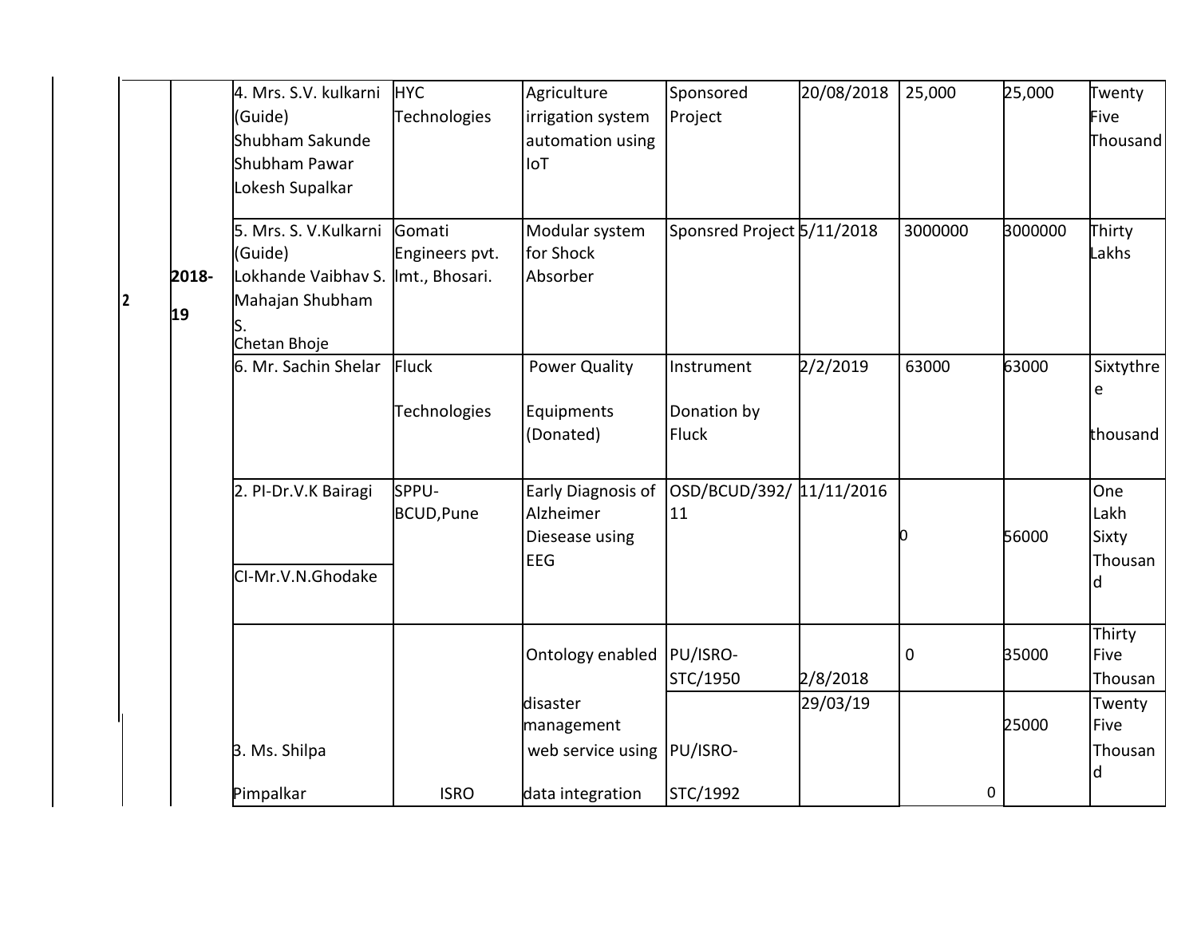| | | | | | | | | | |
|---|---|---|---|---|---|---|---|---|---|
| 2 | 2018-19 | 4. Mrs. S.V. kulkarni (Guide) Shubham Sakunde Shubham Pawar Lokesh Supalkar | HYC Technologies | Agriculture irrigation system automation using IoT | Sponsored Project | 20/08/2018 | 25,000 | 25,000 | Twenty Five Thousand |
| | | 5. Mrs. S. V.Kulkarni (Guide) Lokhande Vaibhav S. Mahajan Shubham S. Chetan Bhoje | Gomati Engineers pvt. lmt., Bhosari. | Modular system for Shock Absorber | Sponsred Project | 5/11/2018 | 3000000 | 3000000 | Thirty Lakhs |
| | | 6. Mr. Sachin Shelar | Fluck Technologies | Power Quality Equipments (Donated) | Instrument Donation by Fluck | 2/2/2019 | 63000 | 63000 | Sixtythree thousand |
| | | 2. PI-Dr.V.K Bairagi<br>CI-Mr.V.N.Ghodake | SPPU-BCUD,Pune | Early Diagnosis of Alzheimer Diesease using EEG | OSD/BCUD/392/11 | 11/11/2016 | 0 | 56000 | One Lakh Sixty Thousand |
| | | 3. Ms. Shilpa Pimpalkar | ISRO | Ontology enabled disaster management web service using data integration | PU/ISRO-STC/1950 | 2/8/2018 | 0 | 35000 | Thirty Five Thousan |
| | | | | | PU/ISRO-STC/1992 | 29/03/19 | 0 | 25000 | Twenty Five Thousand |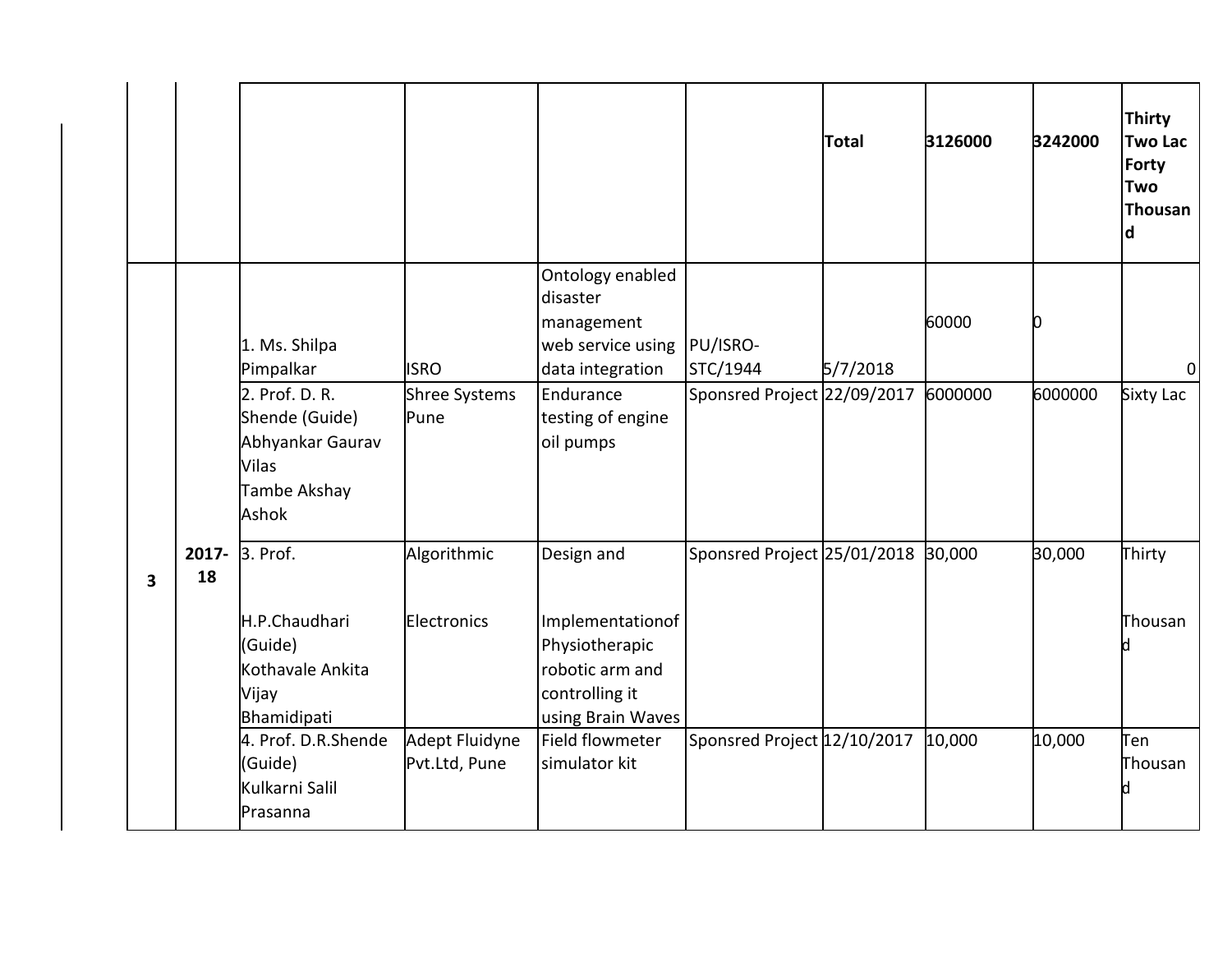| | | | | | | | | | |
|---|---|---|---|---|---|---|---|---|---|
| | | | | | | **Total** | **3126000** | **3242000** | **Thirty Two Lac Forty Two Thousand** |
| **3** | **2017-18** | 1. Ms. Shilpa Pimpalkar | ISRO | Ontology enabled disaster management web service using data integration | PU/ISRO-STC/1944 | 5/7/2018 | 60000 | 0 | 0 |
| | | 2. Prof. D. R. Shende (Guide) Abhyankar Gaurav Vilas Tambe Akshay Ashok | Shree Systems Pune | Endurance testing of engine oil pumps | Sponsred Project | 22/09/2017 | 6000000 | 6000000 | Sixty Lac |
| | | 3. Prof. H.P.Chaudhari (Guide) Kothavale Ankita Vijay Bhamidipati | Algorithmic Electronics | Design and Implementationof Physiotherapic robotic arm and controlling it using Brain Waves | Sponsred Project | 25/01/2018 | 30,000 | 30,000 | Thirty Thousand |
| | | 4. Prof. D.R.Shende (Guide) Kulkarni Salil Prasanna | Adept Fluidyne Pvt.Ltd, Pune | Field flowmeter simulator kit | Sponsred Project | 12/10/2017 | 10,000 | 10,000 | Ten Thousand |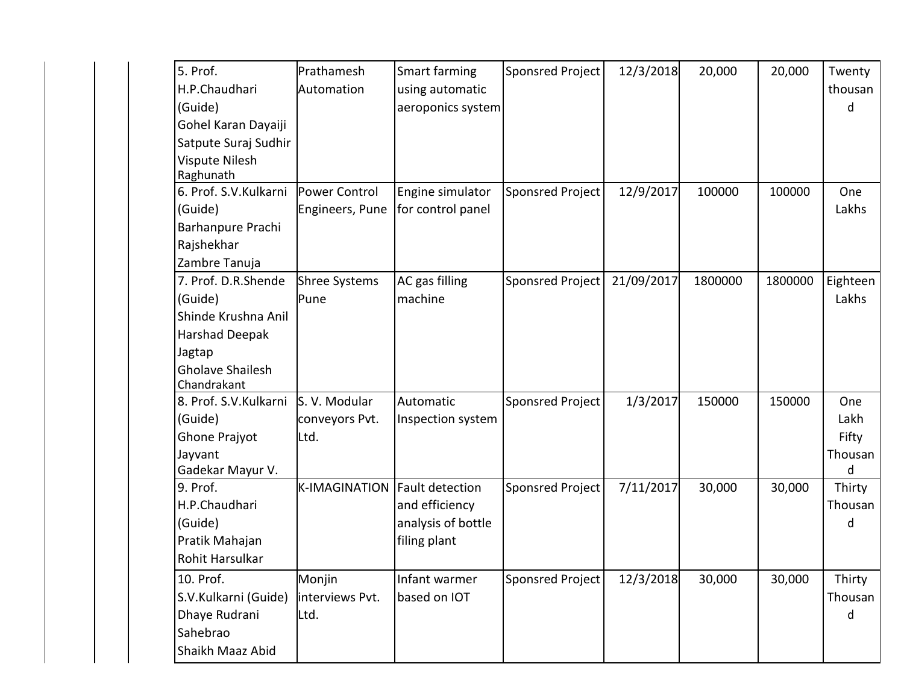| | | | | | | | |
|---|---|---|---|---|---|---|---|
| 5. Prof. H.P.Chaudhari (Guide) Gohel Karan Dayaiji Satpute Suraj Sudhir Vispute Nilesh Raghunath | Prathamesh Automation | Smart farming using automatic aeroponics system | Sponsred Project | 12/3/2018 | 20,000 | 20,000 | Twenty thousand |
| 6. Prof. S.V.Kulkarni (Guide) Barhanpure Prachi Rajshekhar Zambre Tanuja | Power Control Engineers, Pune | Engine simulator for control panel | Sponsred Project | 12/9/2017 | 100000 | 100000 | One Lakhs |
| 7. Prof. D.R.Shende (Guide) Shinde Krushna Anil Harshad Deepak Jagtap Gholave Shailesh Chandrakant | Shree Systems Pune | AC gas filling machine | Sponsred Project | 21/09/2017 | 1800000 | 1800000 | Eighteen Lakhs |
| 8. Prof. S.V.Kulkarni (Guide) Ghone Prajyot Jayvant Gadekar Mayur V. | S. V. Modular conveyors Pvt. Ltd. | Automatic Inspection system | Sponsred Project | 1/3/2017 | 150000 | 150000 | One Lakh Fifty Thousand |
| 9. Prof. H.P.Chaudhari (Guide) Pratik Mahajan Rohit Harsulkar | K-IMAGINATION | Fault detection and efficiency analysis of bottle filing plant | Sponsred Project | 7/11/2017 | 30,000 | 30,000 | Thirty Thousand |
| 10. Prof. S.V.Kulkarni (Guide) Dhaye Rudrani Sahebrao Shaikh Maaz Abid | Monjin interviews Pvt. Ltd. | Infant warmer based on IOT | Sponsred Project | 12/3/2018 | 30,000 | 30,000 | Thirty Thousand |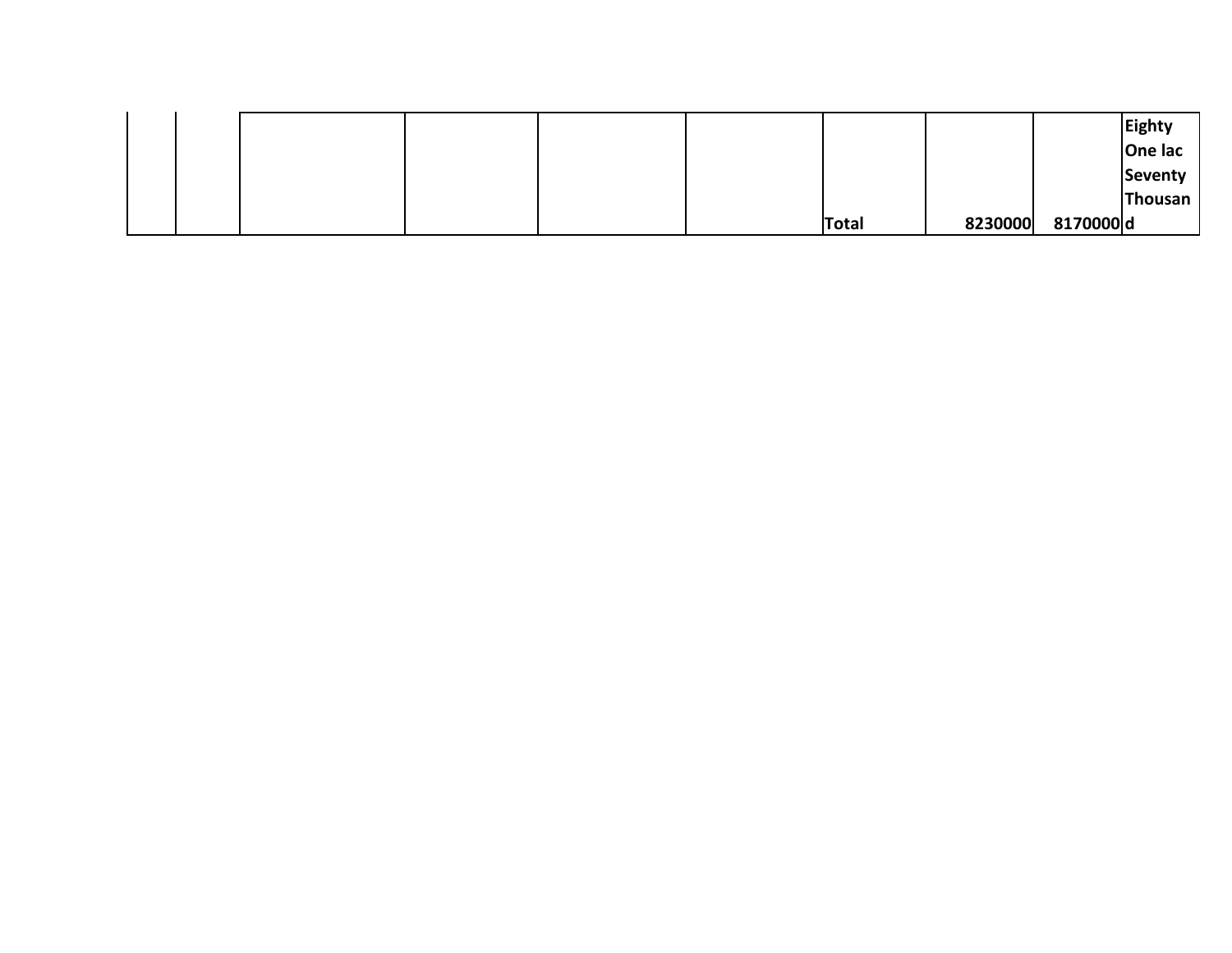| | | | | | | | | | |
|---|---|---|---|---|---|---|---|---|---|
| | | | | | | **Total** | **8230000** | **8170000** | **Eighty One lac Seventy Thousand** |